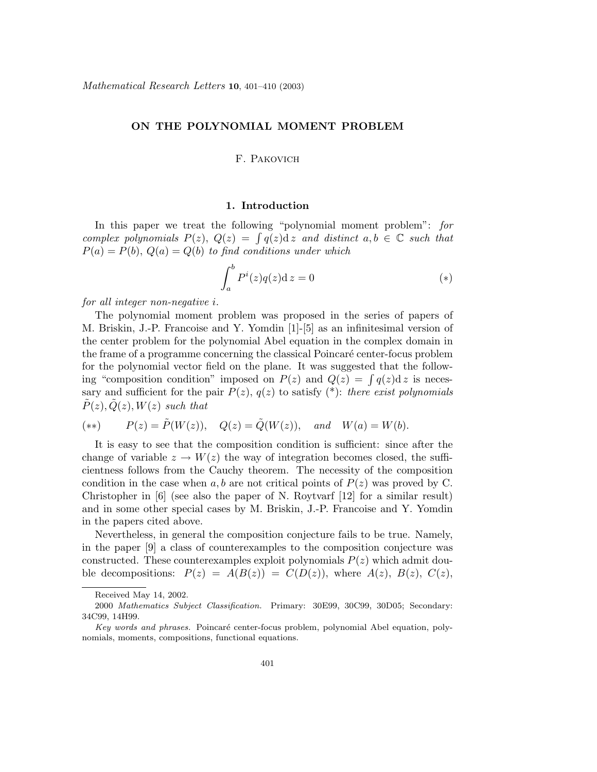# ON THE POLYNOMIAL MOMENT PROBLEM

F. Pakovich

## 1. Introduction

In this paper we treat the following "polynomial moment problem": *for complex polynomials $P(z)$, $Q(z) = \int q(z) \mathrm{d}\, z$ and distinct $a, b \in \mathbb{C}$ such that $P(a) = P(b)$, $Q(a) = Q(b)$ to find conditions under which*

$$\int_a^b P^i(z) q(z) \mathrm{d}\, z = 0 \qquad (*)$$

*for all integer non-negative $i$.*

The polynomial moment problem was proposed in the series of papers of M. Briskin, J.-P. Francoise and Y. Yomdin [1]-[5] as an infinitesimal version of the center problem for the polynomial Abel equation in the complex domain in the frame of a programme concerning the classical Poincaré center-focus problem for the polynomial vector field on the plane. It was suggested that the following "composition condition" imposed on $P(z)$ and $Q(z) = \int q(z) \mathrm{d}\, z$ is necessary and sufficient for the pair $P(z)$, $q(z)$ to satisfy (\*): *there exist polynomials $\tilde{P}(z), \tilde{Q}(z), W(z)$ such that*

$$(**) \qquad P(z) = \tilde{P}(W(z)), \quad Q(z) = \tilde{Q}(W(z)), \quad \textit{and} \quad W(a) = W(b).$$

It is easy to see that the composition condition is sufficient: since after the change of variable $z \to W(z)$ the way of integration becomes closed, the sufficientness follows from the Cauchy theorem. The necessity of the composition condition in the case when $a, b$ are not critical points of $P(z)$ was proved by C. Christopher in [6] (see also the paper of N. Roytvarf [12] for a similar result) and in some other special cases by M. Briskin, J.-P. Francoise and Y. Yomdin in the papers cited above.

Nevertheless, in general the composition conjecture fails to be true. Namely, in the paper [9] a class of counterexamples to the composition conjecture was constructed. These counterexamples exploit polynomials $P(z)$ which admit double decompositions: $P(z) = A(B(z)) = C(D(z))$, where $A(z)$, $B(z)$, $C(z)$,

---

Received May 14, 2002.

2000 *Mathematics Subject Classification.* Primary: 30E99, 30C99, 30D05; Secondary: 34C99, 14H99.

*Key words and phrases.* Poincaré center-focus problem, polynomial Abel equation, polynomials, moments, compositions, functional equations.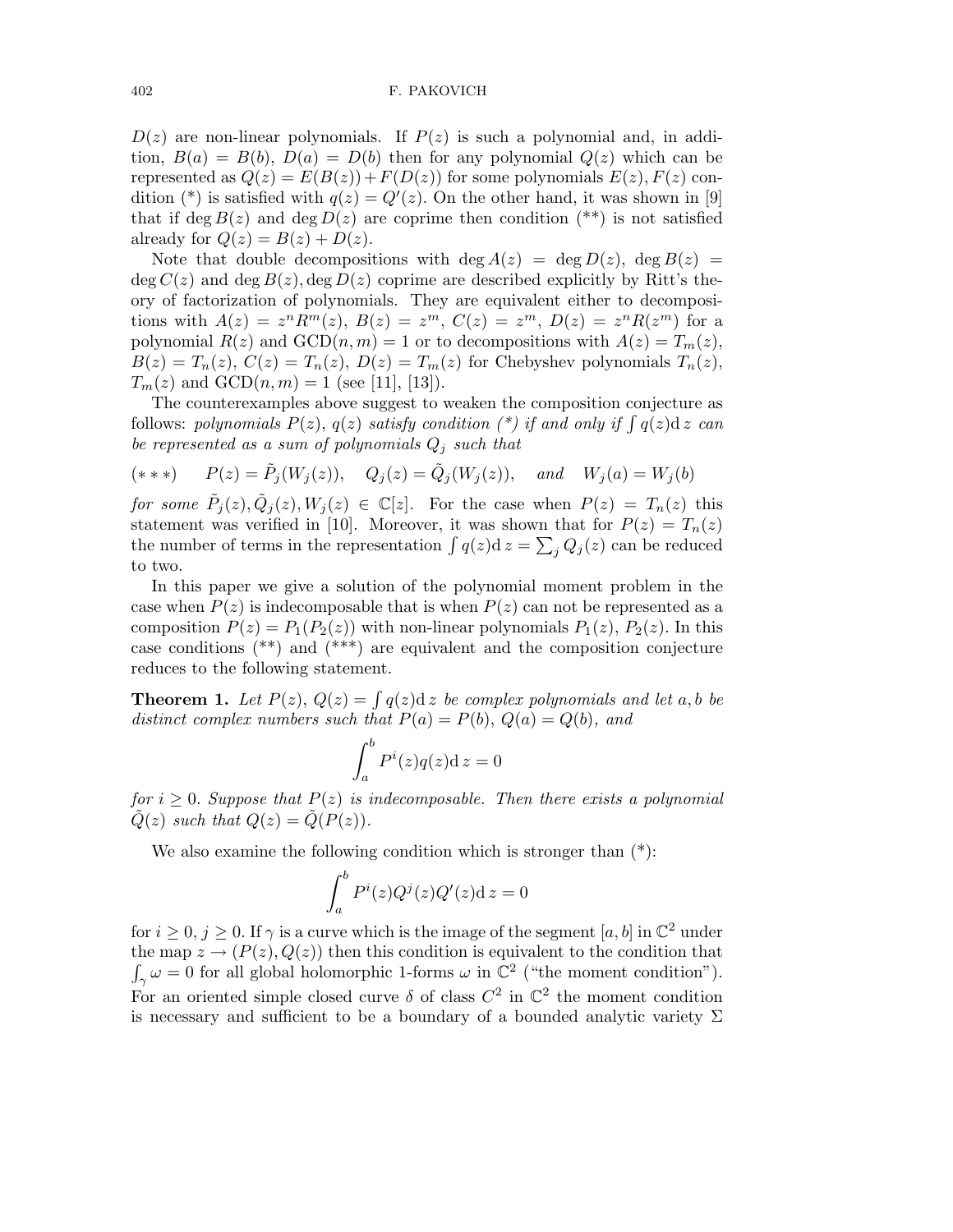$D(z)$ are non-linear polynomials. If $P(z)$ is such a polynomial and, in addition, $B(a) = B(b)$, $D(a) = D(b)$ then for any polynomial $Q(z)$ which can be represented as $Q(z) = E(B(z)) + F(D(z))$ for some polynomials $E(z), F(z)$ condition (*) is satisfied with $q(z) = Q'(z)$. On the other hand, it was shown in [9] that if $\deg B(z)$ and $\deg D(z)$ are coprime then condition (**) is not satisfied already for $Q(z) = B(z) + D(z)$.

Note that double decompositions with $\deg A(z) = \deg D(z)$, $\deg B(z) = \deg C(z)$ and $\deg B(z), \deg D(z)$ coprime are described explicitly by Ritt's theory of factorization of polynomials. They are equivalent either to decompositions with $A(z) = z^n R^m(z)$, $B(z) = z^m$, $C(z) = z^m$, $D(z) = z^n R(z^m)$ for a polynomial $R(z)$ and $\mathrm{GCD}(n,m) = 1$ or to decompositions with $A(z) = T_m(z)$, $B(z) = T_n(z)$, $C(z) = T_n(z)$, $D(z) = T_m(z)$ for Chebyshev polynomials $T_n(z)$, $T_m(z)$ and $\mathrm{GCD}(n,m) = 1$ (see [11], [13]).

The counterexamples above suggest to weaken the composition conjecture as follows: *polynomials $P(z)$, $q(z)$ satisfy condition (*) if and only if $\int q(z)\mathrm{d}\, z$ can be represented as a sum of polynomials $Q_j$ such that*

$$(***) \qquad P(z) = \tilde{P}_j(W_j(z)), \quad Q_j(z) = \tilde{Q}_j(W_j(z)), \quad \textit{and} \quad W_j(a) = W_j(b)$$

*for some $\tilde{P}_j(z), \tilde{Q}_j(z), W_j(z) \in \mathbb{C}[z]$.* For the case when $P(z) = T_n(z)$ this statement was verified in [10]. Moreover, it was shown that for $P(z) = T_n(z)$ the number of terms in the representation $\int q(z)\mathrm{d}\, z = \sum_j Q_j(z)$ can be reduced to two.

In this paper we give a solution of the polynomial moment problem in the case when $P(z)$ is indecomposable that is when $P(z)$ can not be represented as a composition $P(z) = P_1(P_2(z))$ with non-linear polynomials $P_1(z)$, $P_2(z)$. In this case conditions (**) and (***) are equivalent and the composition conjecture reduces to the following statement.

**Theorem 1.** *Let $P(z)$, $Q(z) = \int q(z)\mathrm{d}\, z$ be complex polynomials and let $a, b$ be distinct complex numbers such that $P(a) = P(b)$, $Q(a) = Q(b)$, and*

$$\int_a^b P^i(z) q(z) \mathrm{d}\, z = 0$$

*for $i \geq 0$. Suppose that $P(z)$ is indecomposable. Then there exists a polynomial $\tilde{Q}(z)$ such that $Q(z) = \tilde{Q}(P(z))$.*

We also examine the following condition which is stronger than (*):

$$\int_a^b P^i(z) Q^j(z) Q'(z) \mathrm{d}\, z = 0$$

for $i \geq 0$, $j \geq 0$. If $\gamma$ is a curve which is the image of the segment $[a,b]$ in $\mathbb{C}^2$ under the map $z \to (P(z), Q(z))$ then this condition is equivalent to the condition that $\int_\gamma \omega = 0$ for all global holomorphic 1-forms $\omega$ in $\mathbb{C}^2$ ("the moment condition"). For an oriented simple closed curve $\delta$ of class $C^2$ in $\mathbb{C}^2$ the moment condition is necessary and sufficient to be a boundary of a bounded analytic variety $\Sigma$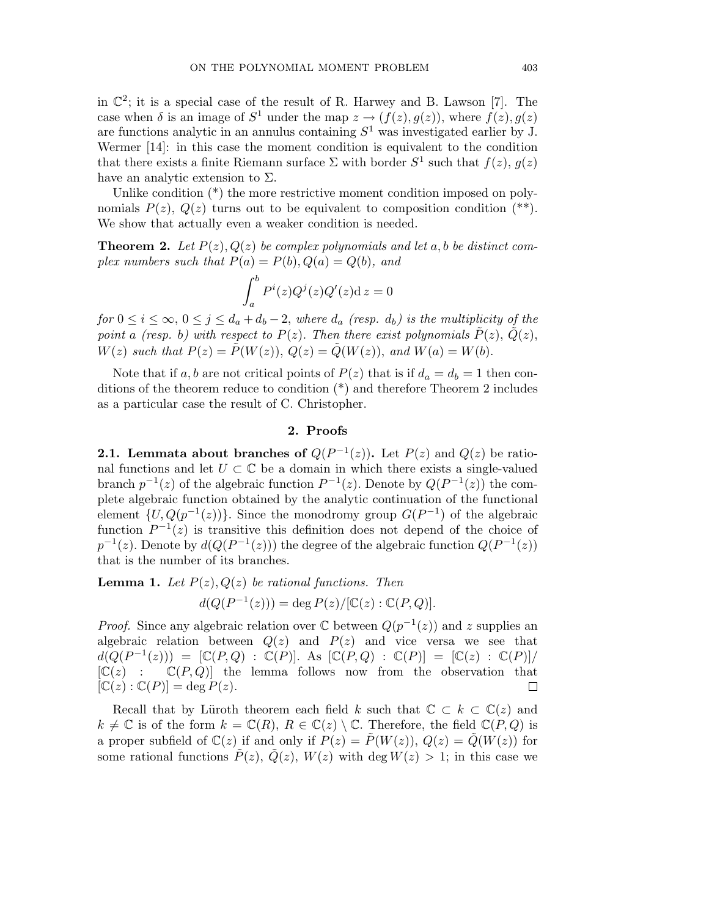in $\mathbb{C}^2$; it is a special case of the result of R. Harwey and B. Lawson [7]. The case when $\delta$ is an image of $S^1$ under the map $z \to (f(z), g(z))$, where $f(z), g(z)$ are functions analytic in an annulus containing $S^1$ was investigated earlier by J. Wermer [14]: in this case the moment condition is equivalent to the condition that there exists a finite Riemann surface $\Sigma$ with border $S^1$ such that $f(z)$, $g(z)$ have an analytic extension to $\Sigma$.

Unlike condition (*) the more restrictive moment condition imposed on polynomials $P(z)$, $Q(z)$ turns out to be equivalent to composition condition (**). We show that actually even a weaker condition is needed.

**Theorem 2.** *Let $P(z), Q(z)$ be complex polynomials and let $a, b$ be distinct complex numbers such that $P(a) = P(b), Q(a) = Q(b)$, and*

$$\int_a^b P^i(z)Q^j(z)Q'(z)\mathrm{d}\, z = 0$$

*for $0 \leq i \leq \infty$, $0 \leq j \leq d_a + d_b - 2$, where $d_a$ (resp. $d_b$) is the multiplicity of the point $a$ (resp. $b$) with respect to $P(z)$. Then there exist polynomials $\tilde{P}(z)$, $\tilde{Q}(z)$, $W(z)$ such that $P(z) = \tilde{P}(W(z))$, $Q(z) = \tilde{Q}(W(z))$, and $W(a) = W(b)$.*

Note that if $a, b$ are not critical points of $P(z)$ that is if $d_a = d_b = 1$ then conditions of the theorem reduce to condition (*) and therefore Theorem 2 includes as a particular case the result of C. Christopher.

## 2. Proofs

**2.1. Lemmata about branches of $Q(P^{-1}(z))$.** Let $P(z)$ and $Q(z)$ be rational functions and let $U \subset \mathbb{C}$ be a domain in which there exists a single-valued branch $p^{-1}(z)$ of the algebraic function $P^{-1}(z)$. Denote by $Q(P^{-1}(z))$ the complete algebraic function obtained by the analytic continuation of the functional element $\{U, Q(p^{-1}(z))\}$. Since the monodromy group $G(P^{-1})$ of the algebraic function $P^{-1}(z)$ is transitive this definition does not depend of the choice of $p^{-1}(z)$. Denote by $d(Q(P^{-1}(z)))$ the degree of the algebraic function $Q(P^{-1}(z))$ that is the number of its branches.

**Lemma 1.** *Let $P(z), Q(z)$ be rational functions. Then*

$$d(Q(P^{-1}(z))) = \deg P(z)/[\mathbb{C}(z) : \mathbb{C}(P, Q)].$$

*Proof.* Since any algebraic relation over $\mathbb{C}$ between $Q(p^{-1}(z))$ and $z$ supplies an algebraic relation between $Q(z)$ and $P(z)$ and vice versa we see that $d(Q(P^{-1}(z))) = [\mathbb{C}(P, Q) : \mathbb{C}(P)]$. As $[\mathbb{C}(P, Q) : \mathbb{C}(P)] = [\mathbb{C}(z) : \mathbb{C}(P)]/[\mathbb{C}(z) : \mathbb{C}(P, Q)]$ the lemma follows now from the observation that $[\mathbb{C}(z) : \mathbb{C}(P)] = \deg P(z)$. □

Recall that by Lüroth theorem each field $k$ such that $\mathbb{C} \subset k \subset \mathbb{C}(z)$ and $k \neq \mathbb{C}$ is of the form $k = \mathbb{C}(R)$, $R \in \mathbb{C}(z) \setminus \mathbb{C}$. Therefore, the field $\mathbb{C}(P, Q)$ is a proper subfield of $\mathbb{C}(z)$ if and only if $P(z) = \tilde{P}(W(z))$, $Q(z) = \tilde{Q}(W(z))$ for some rational functions $\tilde{P}(z)$, $\tilde{Q}(z)$, $W(z)$ with $\deg W(z) > 1$; in this case we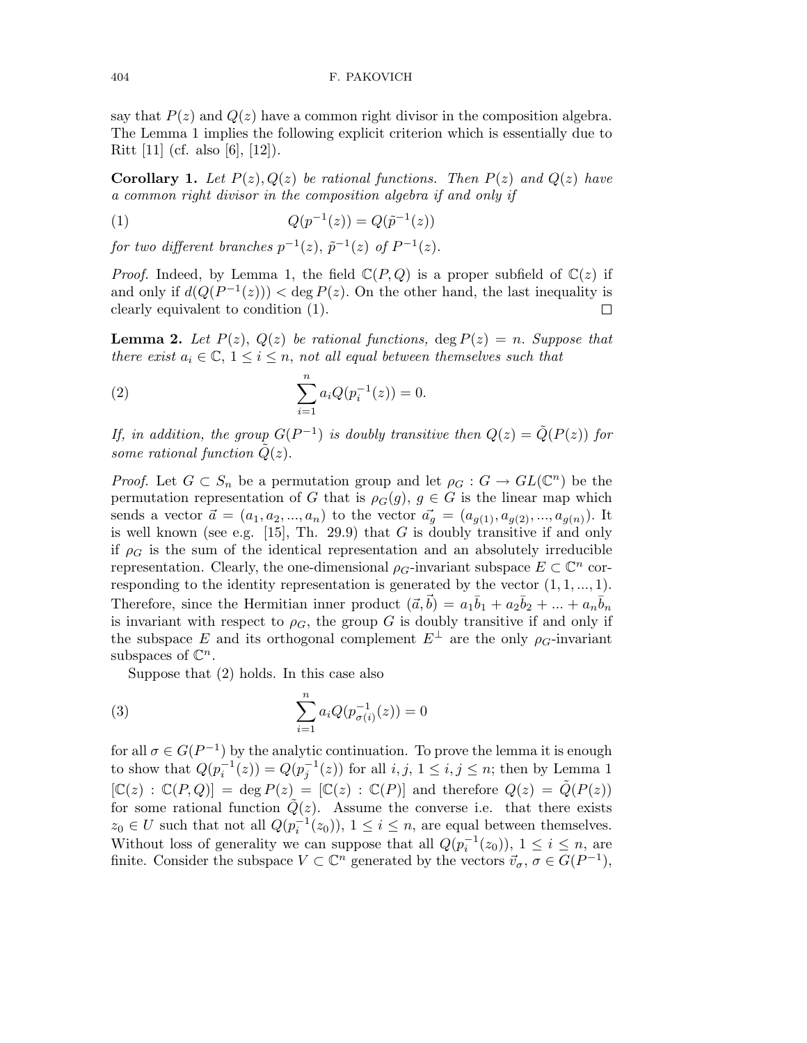say that $P(z)$ and $Q(z)$ have a common right divisor in the composition algebra. The Lemma 1 implies the following explicit criterion which is essentially due to Ritt [11] (cf. also [6], [12]).

**Corollary 1.** *Let $P(z), Q(z)$ be rational functions. Then $P(z)$ and $Q(z)$ have a common right divisor in the composition algebra if and only if*

$$Q(p^{-1}(z)) = Q(\tilde{p}^{-1}(z)) \tag{1}$$

*for two different branches $p^{-1}(z)$, $\tilde{p}^{-1}(z)$ of $P^{-1}(z)$.*

*Proof.* Indeed, by Lemma 1, the field $\mathbb{C}(P, Q)$ is a proper subfield of $\mathbb{C}(z)$ if and only if $d(Q(P^{-1}(z))) < \deg P(z)$. On the other hand, the last inequality is clearly equivalent to condition (1). □

**Lemma 2.** *Let $P(z)$, $Q(z)$ be rational functions, $\deg P(z) = n$. Suppose that there exist $a_i \in \mathbb{C}$, $1 \leq i \leq n$, not all equal between themselves such that*

$$\sum_{i=1}^{n} a_i Q(p_i^{-1}(z)) = 0. \tag{2}$$

*If, in addition, the group $G(P^{-1})$ is doubly transitive then $Q(z) = \tilde{Q}(P(z))$ for some rational function $\tilde{Q}(z)$.*

*Proof.* Let $G \subset S_n$ be a permutation group and let $\rho_G : G \to GL(\mathbb{C}^n)$ be the permutation representation of $G$ that is $\rho_G(g)$, $g \in G$ is the linear map which sends a vector $\vec{a} = (a_1, a_2, ..., a_n)$ to the vector $\vec{a_g} = (a_{g(1)}, a_{g(2)}, ..., a_{g(n)})$. It is well known (see e.g. [15], Th. 29.9) that $G$ is doubly transitive if and only if $\rho_G$ is the sum of the identical representation and an absolutely irreducible representation. Clearly, the one-dimensional $\rho_G$-invariant subspace $E \subset \mathbb{C}^n$ corresponding to the identity representation is generated by the vector $(1, 1, ..., 1)$. Therefore, since the Hermitian inner product $(\vec{a}, \vec{b}) = a_1\bar{b}_1 + a_2\bar{b}_2 + ... + a_n\bar{b}_n$ is invariant with respect to $\rho_G$, the group $G$ is doubly transitive if and only if the subspace $E$ and its orthogonal complement $E^{\perp}$ are the only $\rho_G$-invariant subspaces of $\mathbb{C}^n$.

Suppose that (2) holds. In this case also

$$\sum_{i=1}^{n} a_i Q(p_{\sigma(i)}^{-1}(z)) = 0 \tag{3}$$

for all $\sigma \in G(P^{-1})$ by the analytic continuation. To prove the lemma it is enough to show that $Q(p_i^{-1}(z)) = Q(p_j^{-1}(z))$ for all $i, j$, $1 \leq i, j \leq n$; then by Lemma 1 $[\mathbb{C}(z) : \mathbb{C}(P, Q)] = \deg P(z) = [\mathbb{C}(z) : \mathbb{C}(P)]$ and therefore $Q(z) = \tilde{Q}(P(z))$ for some rational function $\tilde{Q}(z)$. Assume the converse i.e. that there exists $z_0 \in U$ such that not all $Q(p_i^{-1}(z_0))$, $1 \leq i \leq n$, are equal between themselves. Without loss of generality we can suppose that all $Q(p_i^{-1}(z_0))$, $1 \leq i \leq n$, are finite. Consider the subspace $V \subset \mathbb{C}^n$ generated by the vectors $\vec{v}_\sigma$, $\sigma \in G(P^{-1})$,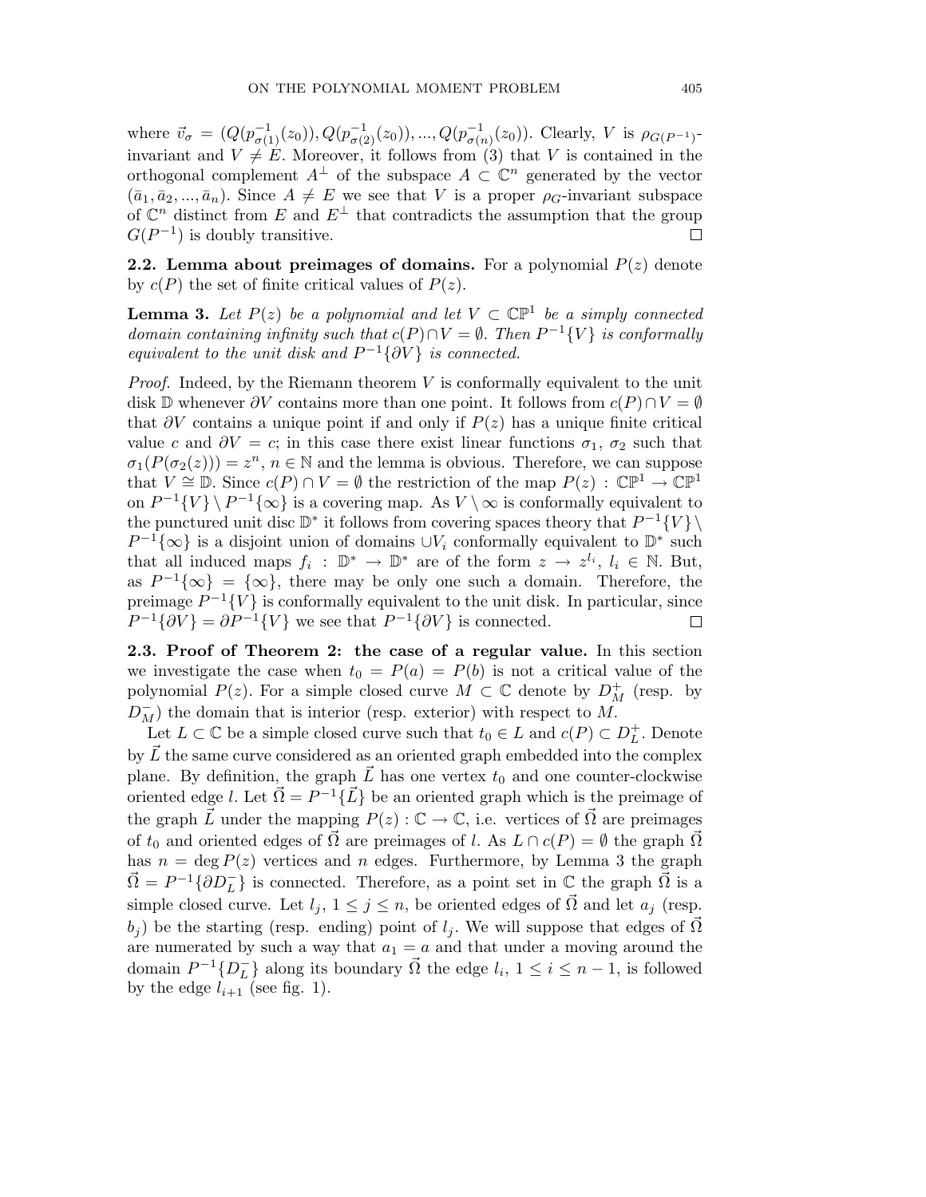where $\vec{v}_\sigma = (Q(p^{-1}_{\sigma(1)}(z_0)), Q(p^{-1}_{\sigma(2)}(z_0)), ..., Q(p^{-1}_{\sigma(n)}(z_0))$. Clearly, $V$ is $\rho_{G(P^{-1})}$-invariant and $V \neq E$. Moreover, it follows from (3) that $V$ is contained in the orthogonal complement $A^\perp$ of the subspace $A \subset \mathbb{C}^n$ generated by the vector $(\bar{a}_1, \bar{a}_2, ..., \bar{a}_n)$. Since $A \neq E$ we see that $V$ is a proper $\rho_G$-invariant subspace of $\mathbb{C}^n$ distinct from $E$ and $E^\perp$ that contradicts the assumption that the group $G(P^{-1})$ is doubly transitive. $\square$

**2.2. Lemma about preimages of domains.** For a polynomial $P(z)$ denote by $c(P)$ the set of finite critical values of $P(z)$.

**Lemma 3.** *Let $P(z)$ be a polynomial and let $V \subset \mathbb{CP}^1$ be a simply connected domain containing infinity such that $c(P) \cap V = \emptyset$. Then $P^{-1}\{V\}$ is conformally equivalent to the unit disk and $P^{-1}\{\partial V\}$ is connected.*

*Proof.* Indeed, by the Riemann theorem $V$ is conformally equivalent to the unit disk $\mathbb{D}$ whenever $\partial V$ contains more than one point. It follows from $c(P) \cap V = \emptyset$ that $\partial V$ contains a unique point if and only if $P(z)$ has a unique finite critical value $c$ and $\partial V = c$; in this case there exist linear functions $\sigma_1$, $\sigma_2$ such that $\sigma_1(P(\sigma_2(z))) = z^n$, $n \in \mathbb{N}$ and the lemma is obvious. Therefore, we can suppose that $V \cong \mathbb{D}$. Since $c(P) \cap V = \emptyset$ the restriction of the map $P(z) : \mathbb{CP}^1 \to \mathbb{CP}^1$ on $P^{-1}\{V\} \setminus P^{-1}\{\infty\}$ is a covering map. As $V \setminus \infty$ is conformally equivalent to the punctured unit disc $\mathbb{D}^*$ it follows from covering spaces theory that $P^{-1}\{V\} \setminus P^{-1}\{\infty\}$ is a disjoint union of domains $\cup V_i$ conformally equivalent to $\mathbb{D}^*$ such that all induced maps $f_i : \mathbb{D}^* \to \mathbb{D}^*$ are of the form $z \to z^{l_i}$, $l_i \in \mathbb{N}$. But, as $P^{-1}\{\infty\} = \{\infty\}$, there may be only one such a domain. Therefore, the preimage $P^{-1}\{V\}$ is conformally equivalent to the unit disk. In particular, since $P^{-1}\{\partial V\} = \partial P^{-1}\{V\}$ we see that $P^{-1}\{\partial V\}$ is connected. $\square$

**2.3. Proof of Theorem 2: the case of a regular value.** In this section we investigate the case when $t_0 = P(a) = P(b)$ is not a critical value of the polynomial $P(z)$. For a simple closed curve $M \subset \mathbb{C}$ denote by $D^+_M$ (resp. by $D^-_M$) the domain that is interior (resp. exterior) with respect to $M$.

Let $L \subset \mathbb{C}$ be a simple closed curve such that $t_0 \in L$ and $c(P) \subset D^+_L$. Denote by $\vec{L}$ the same curve considered as an oriented graph embedded into the complex plane. By definition, the graph $\vec{L}$ has one vertex $t_0$ and one counter-clockwise oriented edge $l$. Let $\vec{\Omega} = P^{-1}\{\vec{L}\}$ be an oriented graph which is the preimage of the graph $\vec{L}$ under the mapping $P(z) : \mathbb{C} \to \mathbb{C}$, i.e. vertices of $\vec{\Omega}$ are preimages of $t_0$ and oriented edges of $\vec{\Omega}$ are preimages of $l$. As $L \cap c(P) = \emptyset$ the graph $\vec{\Omega}$ has $n = \deg P(z)$ vertices and $n$ edges. Furthermore, by Lemma 3 the graph $\vec{\Omega} = P^{-1}\{\partial D^-_L\}$ is connected. Therefore, as a point set in $\mathbb{C}$ the graph $\vec{\Omega}$ is a simple closed curve. Let $l_j$, $1 \leq j \leq n$, be oriented edges of $\vec{\Omega}$ and let $a_j$ (resp. $b_j$) be the starting (resp. ending) point of $l_j$. We will suppose that edges of $\vec{\Omega}$ are numerated by such a way that $a_1 = a$ and that under a moving around the domain $P^{-1}\{D^-_L\}$ along its boundary $\vec{\Omega}$ the edge $l_i$, $1 \leq i \leq n-1$, is followed by the edge $l_{i+1}$ (see fig. 1).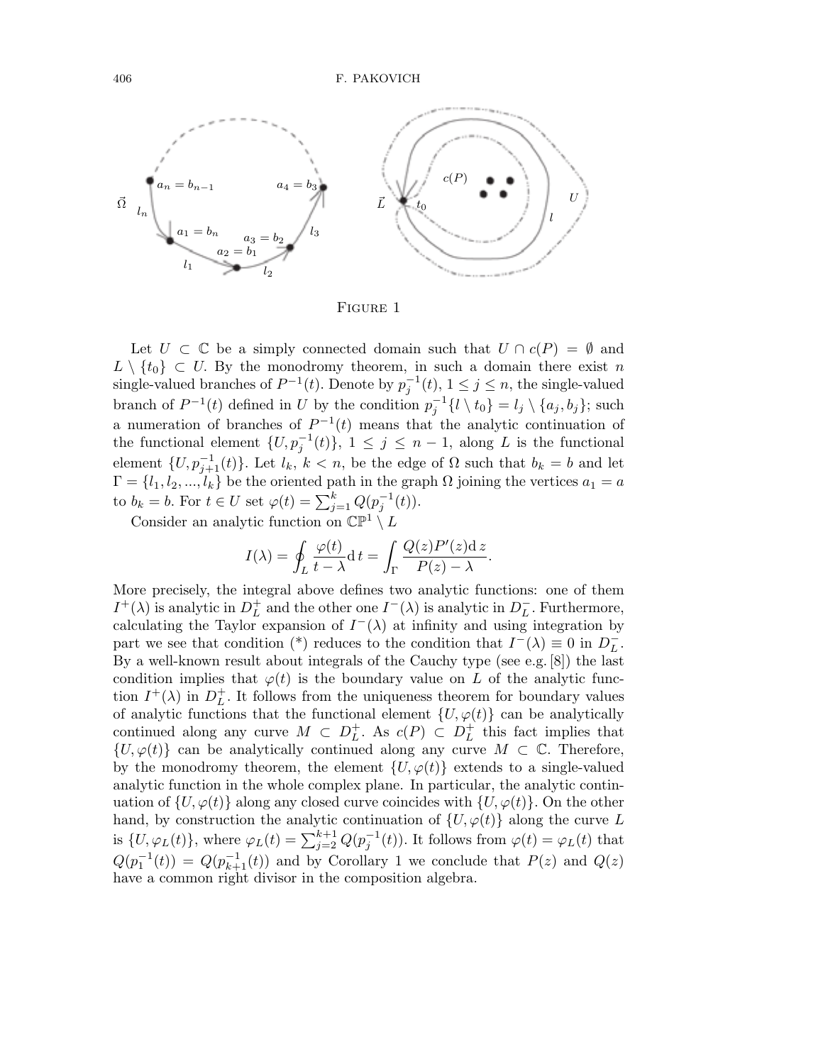Figure 1

Let $U \subset \mathbb{C}$ be a simply connected domain such that $U \cap c(P) = \emptyset$ and $L \setminus \{t_0\} \subset U$. By the monodromy theorem, in such a domain there exist $n$ single-valued branches of $P^{-1}(t)$. Denote by $p_j^{-1}(t)$, $1 \leq j \leq n$, the single-valued branch of $P^{-1}(t)$ defined in $U$ by the condition $p_j^{-1}\{l \setminus t_0\} = l_j \setminus \{a_j, b_j\}$; such a numeration of branches of $P^{-1}(t)$ means that the analytic continuation of the functional element $\{U, p_j^{-1}(t)\}$, $1 \leq j \leq n-1$, along $L$ is the functional element $\{U, p_{j+1}^{-1}(t)\}$. Let $l_k$, $k < n$, be the edge of $\Omega$ such that $b_k = b$ and let $\Gamma = \{l_1, l_2, ..., l_k\}$ be the oriented path in the graph $\Omega$ joining the vertices $a_1 = a$ to $b_k = b$. For $t \in U$ set $\varphi(t) = \sum_{j=1}^{k} Q(p_j^{-1}(t))$.

Consider an analytic function on $\mathbb{CP}^1 \setminus L$

$$I(\lambda) = \oint_L \frac{\varphi(t)}{t-\lambda} \mathrm{d}\, t = \int_\Gamma \frac{Q(z)P'(z)\mathrm{d}\, z}{P(z)-\lambda}.$$

More precisely, the integral above defines two analytic functions: one of them $I^+(\lambda)$ is analytic in $D_L^+$ and the other one $I^-(\lambda)$ is analytic in $D_L^-$. Furthermore, calculating the Taylor expansion of $I^-(\lambda)$ at infinity and using integration by part we see that condition (*) reduces to the condition that $I^-(\lambda) \equiv 0$ in $D_L^-$. By a well-known result about integrals of the Cauchy type (see e.g. [8]) the last condition implies that $\varphi(t)$ is the boundary value on $L$ of the analytic function $I^+(\lambda)$ in $D_L^+$. It follows from the uniqueness theorem for boundary values of analytic functions that the functional element $\{U, \varphi(t)\}$ can be analytically continued along any curve $M \subset D_L^+$. As $c(P) \subset D_L^+$ this fact implies that $\{U, \varphi(t)\}$ can be analytically continued along any curve $M \subset \mathbb{C}$. Therefore, by the monodromy theorem, the element $\{U, \varphi(t)\}$ extends to a single-valued analytic function in the whole complex plane. In particular, the analytic continuation of $\{U, \varphi(t)\}$ along any closed curve coincides with $\{U, \varphi(t)\}$. On the other hand, by construction the analytic continuation of $\{U, \varphi(t)\}$ along the curve $L$ is $\{U, \varphi_L(t)\}$, where $\varphi_L(t) = \sum_{j=2}^{k+1} Q(p_j^{-1}(t))$. It follows from $\varphi(t) = \varphi_L(t)$ that $Q(p_1^{-1}(t)) = Q(p_{k+1}^{-1}(t))$ and by Corollary 1 we conclude that $P(z)$ and $Q(z)$ have a common right divisor in the composition algebra.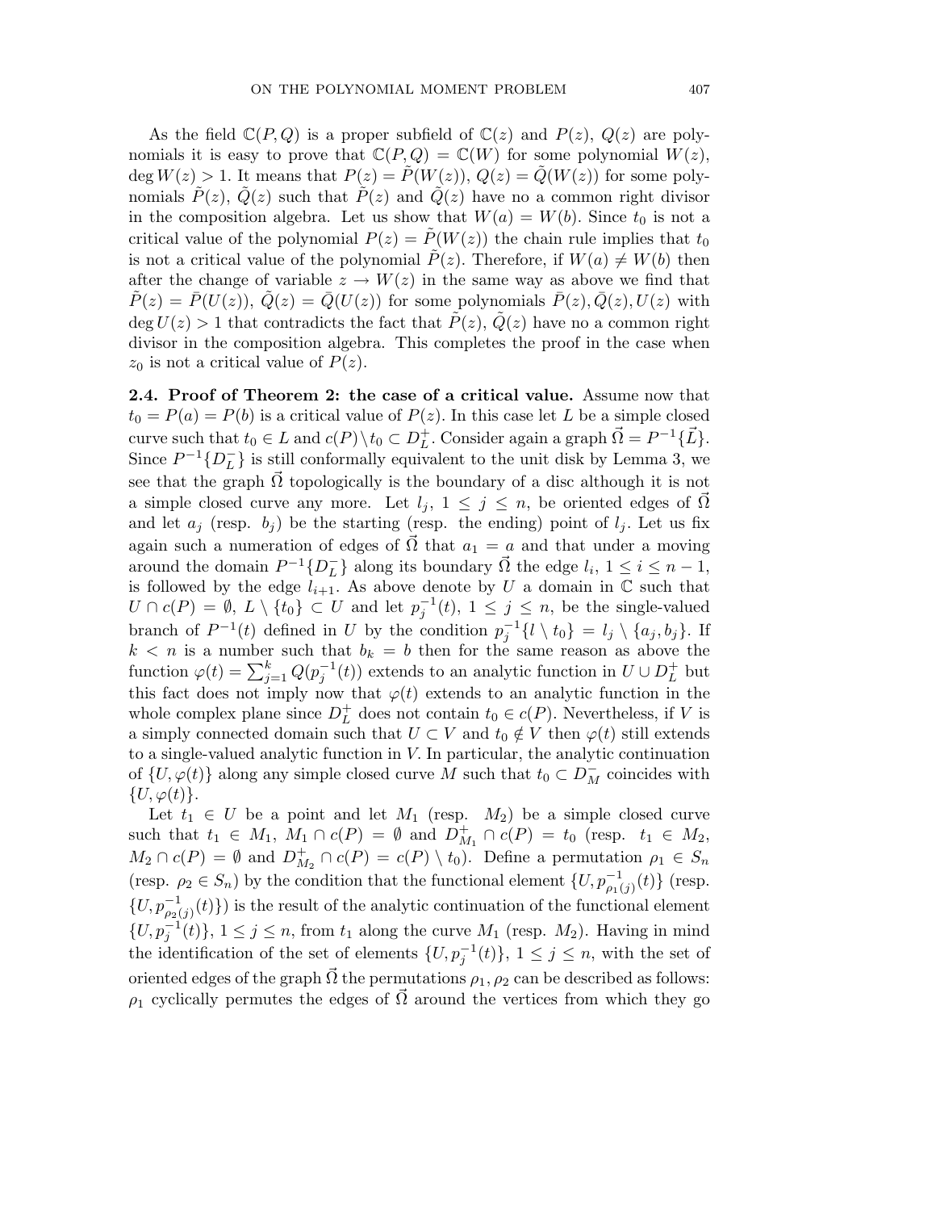As the field $\mathbb{C}(P,Q)$ is a proper subfield of $\mathbb{C}(z)$ and $P(z)$, $Q(z)$ are polynomials it is easy to prove that $\mathbb{C}(P,Q) = \mathbb{C}(W)$ for some polynomial $W(z)$, $\deg W(z) > 1$. It means that $P(z) = \tilde{P}(W(z))$, $Q(z) = \tilde{Q}(W(z))$ for some polynomials $\tilde{P}(z)$, $\tilde{Q}(z)$ such that $\tilde{P}(z)$ and $\tilde{Q}(z)$ have no a common right divisor in the composition algebra. Let us show that $W(a) = W(b)$. Since $t_0$ is not a critical value of the polynomial $P(z) = \tilde{P}(W(z))$ the chain rule implies that $t_0$ is not a critical value of the polynomial $\tilde{P}(z)$. Therefore, if $W(a) \neq W(b)$ then after the change of variable $z \to W(z)$ in the same way as above we find that $\tilde{P}(z) = \bar{P}(U(z))$, $\tilde{Q}(z) = \bar{Q}(U(z))$ for some polynomials $\bar{P}(z), \bar{Q}(z), U(z)$ with $\deg U(z) > 1$ that contradicts the fact that $\tilde{P}(z)$, $\tilde{Q}(z)$ have no a common right divisor in the composition algebra. This completes the proof in the case when $z_0$ is not a critical value of $P(z)$.

**2.4. Proof of Theorem 2: the case of a critical value.** Assume now that $t_0 = P(a) = P(b)$ is a critical value of $P(z)$. In this case let $L$ be a simple closed curve such that $t_0 \in L$ and $c(P) \setminus t_0 \subset D_L^+$. Consider again a graph $\vec{\Omega} = P^{-1}\{\vec{L}\}$. Since $P^{-1}\{D_L^-\}$ is still conformally equivalent to the unit disk by Lemma 3, we see that the graph $\vec{\Omega}$ topologically is the boundary of a disc although it is not a simple closed curve any more. Let $l_j$, $1 \leq j \leq n$, be oriented edges of $\vec{\Omega}$ and let $a_j$ (resp. $b_j$) be the starting (resp. the ending) point of $l_j$. Let us fix again such a numeration of edges of $\vec{\Omega}$ that $a_1 = a$ and that under a moving around the domain $P^{-1}\{D_L^-\}$ along its boundary $\vec{\Omega}$ the edge $l_i$, $1 \leq i \leq n-1$, is followed by the edge $l_{i+1}$. As above denote by $U$ a domain in $\mathbb{C}$ such that $U \cap c(P) = \emptyset$, $L \setminus \{t_0\} \subset U$ and let $p_j^{-1}(t)$, $1 \leq j \leq n$, be the single-valued branch of $P^{-1}(t)$ defined in $U$ by the condition $p_j^{-1}\{l \setminus t_0\} = l_j \setminus \{a_j, b_j\}$. If $k < n$ is a number such that $b_k = b$ then for the same reason as above the function $\varphi(t) = \sum_{j=1}^{k} Q(p_j^{-1}(t))$ extends to an analytic function in $U \cup D_L^+$ but this fact does not imply now that $\varphi(t)$ extends to an analytic function in the whole complex plane since $D_L^+$ does not contain $t_0 \in c(P)$. Nevertheless, if $V$ is a simply connected domain such that $U \subset V$ and $t_0 \notin V$ then $\varphi(t)$ still extends to a single-valued analytic function in $V$. In particular, the analytic continuation of $\{U, \varphi(t)\}$ along any simple closed curve $M$ such that $t_0 \subset D_M^-$ coincides with $\{U, \varphi(t)\}$.

Let $t_1 \in U$ be a point and let $M_1$ (resp. $M_2$) be a simple closed curve such that $t_1 \in M_1$, $M_1 \cap c(P) = \emptyset$ and $D_{M_1}^+ \cap c(P) = t_0$ (resp. $t_1 \in M_2$, $M_2 \cap c(P) = \emptyset$ and $D_{M_2}^+ \cap c(P) = c(P) \setminus t_0$). Define a permutation $\rho_1 \in S_n$ (resp. $\rho_2 \in S_n$) by the condition that the functional element $\{U, p_{\rho_1(j)}^{-1}(t)\}$ (resp. $\{U, p_{\rho_2(j)}^{-1}(t)\}$) is the result of the analytic continuation of the functional element $\{U, p_j^{-1}(t)\}$, $1 \leq j \leq n$, from $t_1$ along the curve $M_1$ (resp. $M_2$). Having in mind the identification of the set of elements $\{U, p_j^{-1}(t)\}$, $1 \leq j \leq n$, with the set of oriented edges of the graph $\vec{\Omega}$ the permutations $\rho_1, \rho_2$ can be described as follows: $\rho_1$ cyclically permutes the edges of $\vec{\Omega}$ around the vertices from which they go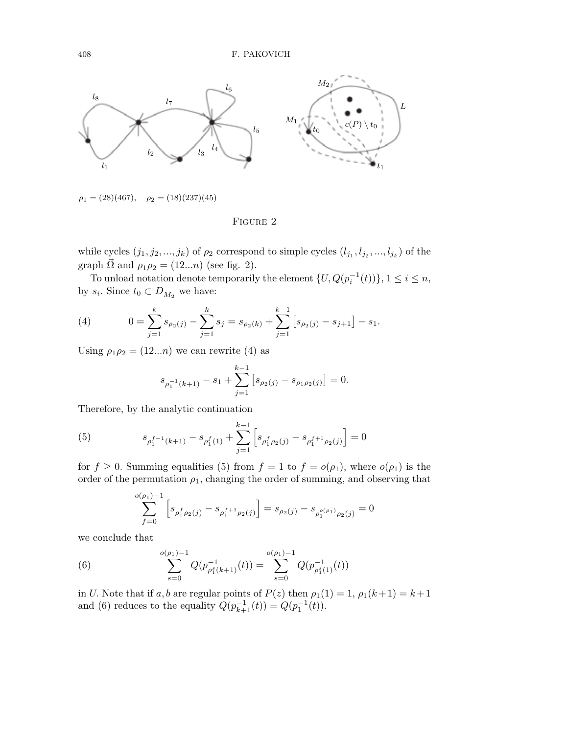$\rho_1 = (28)(467), \quad \rho_2 = (18)(237)(45)$

FIGURE 2

while cycles $(j_1, j_2, ..., j_k)$ of $\rho_2$ correspond to simple cycles $(l_{j_1}, l_{j_2}, ..., l_{j_k})$ of the graph $\vec{\Omega}$ and $\rho_1\rho_2 = (12...n)$ (see fig. 2).

To unload notation denote temporarily the element $\{U, Q(p_i^{-1}(t))\}$, $1 \le i \le n$, by $s_i$. Since $t_0 \subset D_{M_2}^-$ we have:

$$0 = \sum_{j=1}^{k} s_{\rho_2(j)} - \sum_{j=1}^{k} s_j = s_{\rho_2(k)} + \sum_{j=1}^{k-1} \left[ s_{\rho_2(j)} - s_{j+1} \right] - s_1. \tag{4}$$

Using $\rho_1\rho_2 = (12...n)$ we can rewrite (4) as

$$s_{\rho_1^{-1}(k+1)} - s_1 + \sum_{j=1}^{k-1} \left[ s_{\rho_2(j)} - s_{\rho_1\rho_2(j)} \right] = 0.$$

Therefore, by the analytic continuation

$$s_{\rho_1^{f-1}(k+1)} - s_{\rho_1^f(1)} + \sum_{j=1}^{k-1} \left[ s_{\rho_1^f\rho_2(j)} - s_{\rho_1^{f+1}\rho_2(j)} \right] = 0 \tag{5}$$

for $f \ge 0$. Summing equalities (5) from $f = 1$ to $f = o(\rho_1)$, where $o(\rho_1)$ is the order of the permutation $\rho_1$, changing the order of summing, and observing that

$$\sum_{f=0}^{o(\rho_1)-1} \left[ s_{\rho_1^f\rho_2(j)} - s_{\rho_1^{f+1}\rho_2(j)} \right] = s_{\rho_2(j)} - s_{\rho_1^{o(\rho_1)}\rho_2(j)} = 0$$

we conclude that

$$\sum_{s=0}^{o(\rho_1)-1} Q(p_{\rho_1^s(k+1)}^{-1}(t)) = \sum_{s=0}^{o(\rho_1)-1} Q(p_{\rho_1^s(1)}^{-1}(t)) \tag{6}$$

in $U$. Note that if $a, b$ are regular points of $P(z)$ then $\rho_1(1) = 1$, $\rho_1(k+1) = k+1$ and (6) reduces to the equality $Q(p_{k+1}^{-1}(t)) = Q(p_1^{-1}(t))$.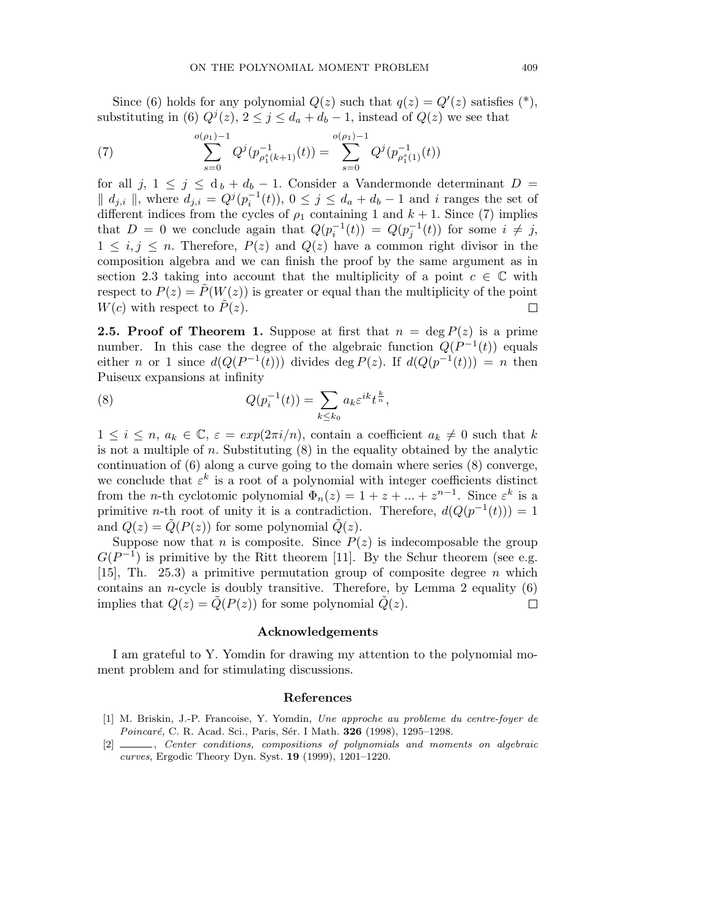Since (6) holds for any polynomial $Q(z)$ such that $q(z) = Q'(z)$ satisfies (*), substituting in (6) $Q^j(z)$, $2 \leq j \leq d_a + d_b - 1$, instead of $Q(z)$ we see that

$$\sum_{s=0}^{o(\rho_1)-1} Q^j(p^{-1}_{\rho_1^s(k+1)}(t)) = \sum_{s=0}^{o(\rho_1)-1} Q^j(p^{-1}_{\rho_1^s(1)}(t)) \tag{7}$$

for all $j$, $1 \leq j \leq \mathrm{d}_b + d_b - 1$. Consider a Vandermonde determinant $D = \parallel d_{j,i} \parallel$, where $d_{j,i} = Q^j(p_i^{-1}(t))$, $0 \leq j \leq d_a + d_b - 1$ and $i$ ranges the set of different indices from the cycles of $\rho_1$ containing 1 and $k+1$. Since (7) implies that $D = 0$ we conclude again that $Q(p_i^{-1}(t)) = Q(p_j^{-1}(t))$ for some $i \neq j$, $1 \leq i, j \leq n$. Therefore, $P(z)$ and $Q(z)$ have a common right divisor in the composition algebra and we can finish the proof by the same argument as in section 2.3 taking into account that the multiplicity of a point $c \in \mathbb{C}$ with respect to $P(z) = \tilde{P}(W(z))$ is greater or equal than the multiplicity of the point $W(c)$ with respect to $\tilde{P}(z)$. $\square$

**2.5. Proof of Theorem 1.** Suppose at first that $n = \deg P(z)$ is a prime number. In this case the degree of the algebraic function $Q(P^{-1}(t))$ equals either $n$ or 1 since $d(Q(P^{-1}(t)))$ divides $\deg P(z)$. If $d(Q(p^{-1}(t))) = n$ then Puiseux expansions at infinity

$$Q(p_i^{-1}(t)) = \sum_{k \leq k_0} a_k \varepsilon^{ik} t^{\frac{k}{n}}, \tag{8}$$

$1 \leq i \leq n$, $a_k \in \mathbb{C}$, $\varepsilon = exp(2\pi i/n)$, contain a coefficient $a_k \neq 0$ such that $k$ is not a multiple of $n$. Substituting (8) in the equality obtained by the analytic continuation of (6) along a curve going to the domain where series (8) converge, we conclude that $\varepsilon^k$ is a root of a polynomial with integer coefficients distinct from the $n$-th cyclotomic polynomial $\Phi_n(z) = 1 + z + ... + z^{n-1}$. Since $\varepsilon^k$ is a primitive $n$-th root of unity it is a contradiction. Therefore, $d(Q(p^{-1}(t))) = 1$ and $Q(z) = \tilde{Q}(P(z))$ for some polynomial $\tilde{Q}(z)$.

Suppose now that $n$ is composite. Since $P(z)$ is indecomposable the group $G(P^{-1})$ is primitive by the Ritt theorem [11]. By the Schur theorem (see e.g. [15], Th. 25.3) a primitive permutation group of composite degree $n$ which contains an $n$-cycle is doubly transitive. Therefore, by Lemma 2 equality (6) implies that $Q(z) = \tilde{Q}(P(z))$ for some polynomial $\tilde{Q}(z)$. $\square$

## Acknowledgements

I am grateful to Y. Yomdin for drawing my attention to the polynomial moment problem and for stimulating discussions.

## References

[1] M. Briskin, J.-P. Francoise, Y. Yomdin, *Une approche au probleme du centre-foyer de Poincaré,* C. R. Acad. Sci., Paris, Sér. I Math. **326** (1998), 1295–1298.

[2] ———, *Center conditions, compositions of polynomials and moments on algebraic curves*, Ergodic Theory Dyn. Syst. **19** (1999), 1201–1220.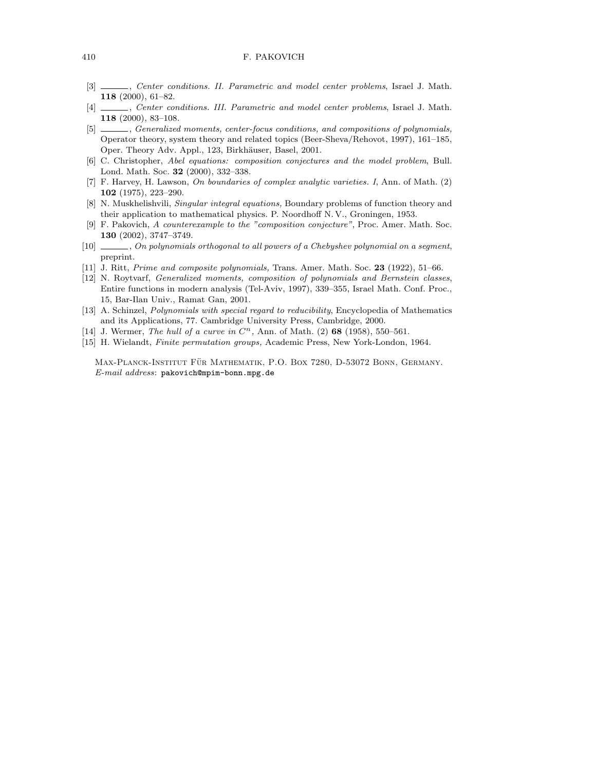[3] ——, *Center conditions. II. Parametric and model center problems*, Israel J. Math. **118** (2000), 61–82.

[4] ——, *Center conditions. III. Parametric and model center problems*, Israel J. Math. **118** (2000), 83–108.

[5] ——, *Generalized moments, center-focus conditions, and compositions of polynomials,* Operator theory, system theory and related topics (Beer-Sheva/Rehovot, 1997), 161–185, Oper. Theory Adv. Appl., 123, Birkhäuser, Basel, 2001.

[6] C. Christopher, *Abel equations: composition conjectures and the model problem*, Bull. Lond. Math. Soc. **32** (2000), 332–338.

[7] F. Harvey, H. Lawson, *On boundaries of complex analytic varieties. I*, Ann. of Math. (2) **102** (1975), 223–290.

[8] N. Muskhelishvili, *Singular integral equations,* Boundary problems of function theory and their application to mathematical physics. P. Noordhoff N. V., Groningen, 1953.

[9] F. Pakovich, *A counterexample to the "composition conjecture"*, Proc. Amer. Math. Soc. **130** (2002), 3747–3749.

[10] ——, *On polynomials orthogonal to all powers of a Chebyshev polynomial on a segment*, preprint.

[11] J. Ritt, *Prime and composite polynomials,* Trans. Amer. Math. Soc. **23** (1922), 51–66.

[12] N. Roytvarf, *Generalized moments, composition of polynomials and Bernstein classes*, Entire functions in modern analysis (Tel-Aviv, 1997), 339–355, Israel Math. Conf. Proc., 15, Bar-Ilan Univ., Ramat Gan, 2001.

[13] A. Schinzel, *Polynomials with special regard to reducibility*, Encyclopedia of Mathematics and its Applications, 77. Cambridge University Press, Cambridge, 2000.

[14] J. Wermer, *The hull of a curve in $C^n$,* Ann. of Math. (2) **68** (1958), 550–561.

[15] H. Wielandt, *Finite permutation groups,* Academic Press, New York-London, 1964.

Max-Planck-Institut Für Mathematik, P.O. Box 7280, D-53072 Bonn, Germany.
*E-mail address*: pakovich@mpim-bonn.mpg.de